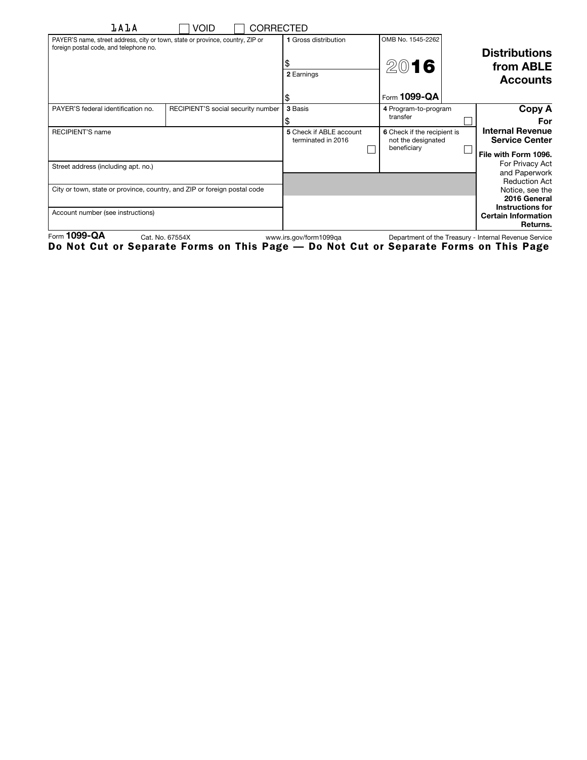1A1A ☐ VOID ☐ CORRECTED

| PAYER'S name, street address, city or town, state or province, country, ZIP or foreign postal code, and telephone no. | | 1 Gross distribution<br>$ | OMB No. 1545-2262<br>2016<br>Form 1099-QA | **Distributions from ABLE Accounts** |
|---|---|---|---|---|
| | | 2 Earnings<br>$ | | |
| PAYER'S federal identification no. | RECIPIENT'S social security number | 3 Basis<br>$ | 4 Program-to-program transfer ☐ | **Copy A For Internal Revenue Service Center** |
| RECIPIENT'S name | | 5 Check if ABLE account terminated in 2016 ☐ | 6 Check if the recipient is not the designated beneficiary ☐ | **File with Form 1096.** |
| Street address (including apt. no.) | | | | For Privacy Act and Paperwork Reduction Act Notice, see the **2016 General Instructions for Certain Information Returns.** |
| City or town, state or province, country, and ZIP or foreign postal code | | | | |
| Account number (see instructions) | | | | |

Form **1099-QA** Cat. No. 67554X www.irs.gov/form1099qa Department of the Treasury - Internal Revenue Service

**Do Not Cut or Separate Forms on This Page — Do Not Cut or Separate Forms on This Page**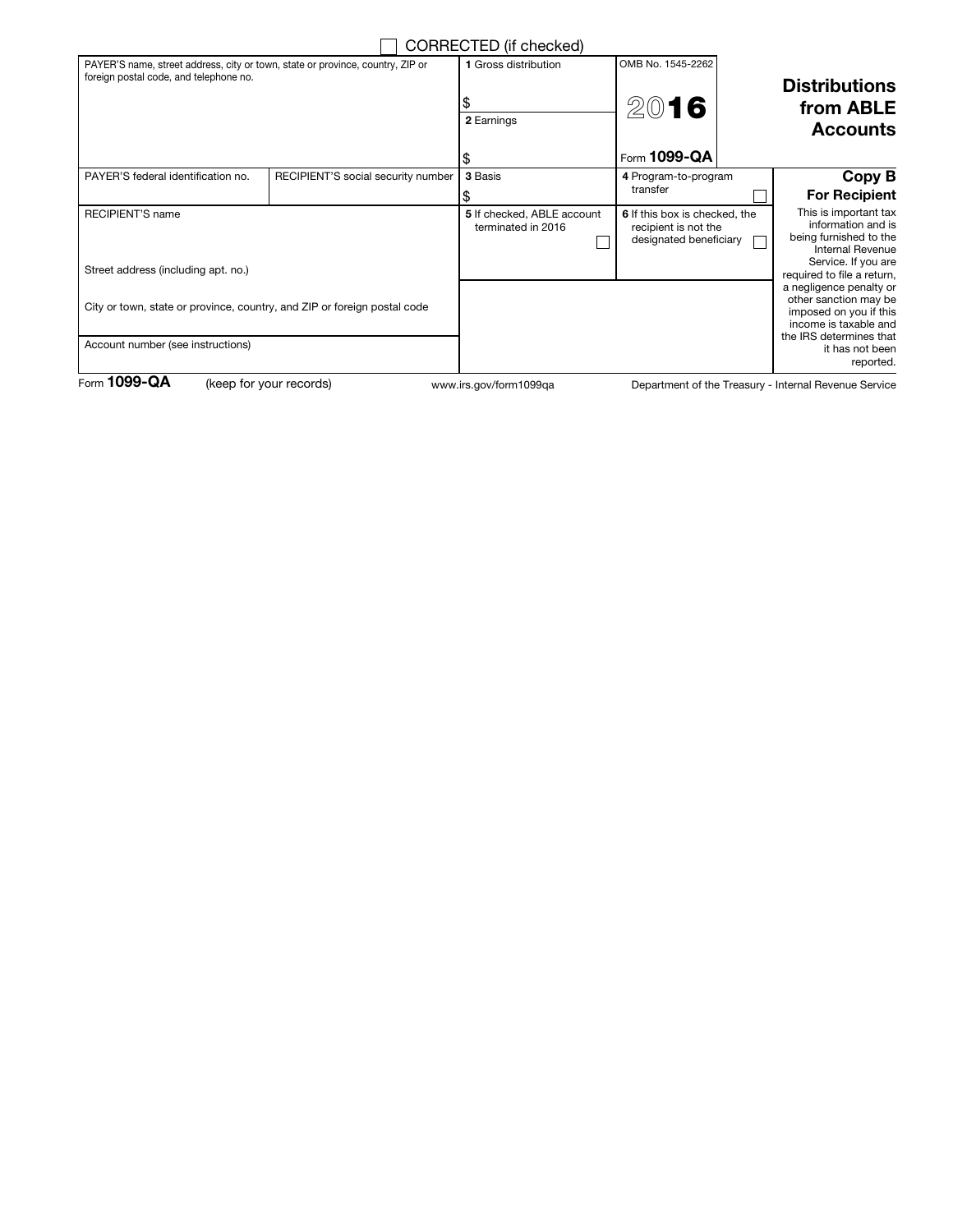☐ CORRECTED (if checked)

| PAYER'S name, street address, city or town, state or province, country, ZIP or foreign postal code, and telephone no. | | 1 Gross distribution<br>$<br>2 Earnings<br>$ | OMB No. 1545-2262<br>**2016**<br>Form **1099-QA** | **Distributions from ABLE Accounts** |
|---|---|---|---|---|
| PAYER'S federal identification no. | RECIPIENT'S social security number | 3 Basis<br>$ | 4 Program-to-program transfer ☐ | **Copy B**<br>**For Recipient** |
| RECIPIENT'S name<br><br>Street address (including apt. no.)<br><br>City or town, state or province, country, and ZIP or foreign postal code<br><br>Account number (see instructions) | | 5 If checked, ABLE account terminated in 2016 ☐ | 6 If this box is checked, the recipient is not the designated beneficiary ☐ | This is important tax information and is being furnished to the Internal Revenue Service. If you are required to file a return, a negligence penalty or other sanction may be imposed on you if this income is taxable and the IRS determines that it has not been reported. |

Form **1099-QA** (keep for your records) www.irs.gov/form1099qa Department of the Treasury - Internal Revenue Service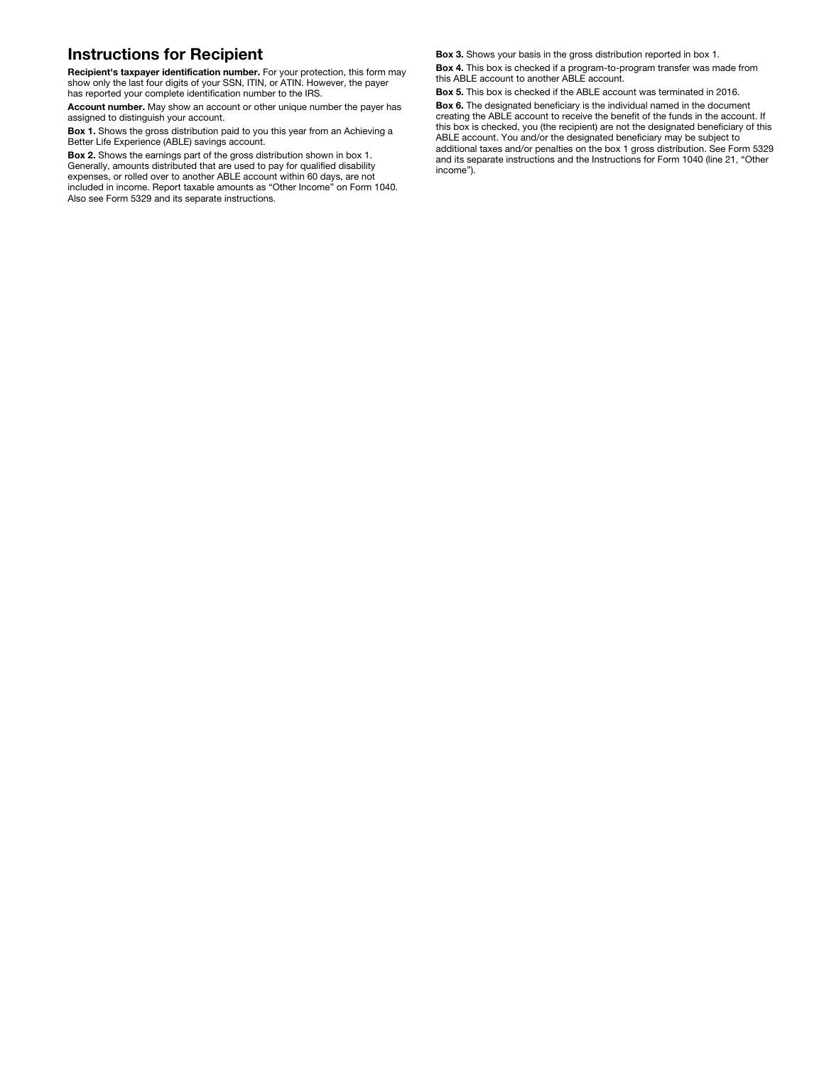## Instructions for Recipient

**Recipient's taxpayer identification number.** For your protection, this form may show only the last four digits of your SSN, ITIN, or ATIN. However, the payer has reported your complete identification number to the IRS.

**Account number.** May show an account or other unique number the payer has assigned to distinguish your account.

**Box 1.** Shows the gross distribution paid to you this year from an Achieving a Better Life Experience (ABLE) savings account.

**Box 2.** Shows the earnings part of the gross distribution shown in box 1. Generally, amounts distributed that are used to pay for qualified disability expenses, or rolled over to another ABLE account within 60 days, are not included in income. Report taxable amounts as "Other Income" on Form 1040. Also see Form 5329 and its separate instructions.

**Box 3.** Shows your basis in the gross distribution reported in box 1.

**Box 4.** This box is checked if a program-to-program transfer was made from this ABLE account to another ABLE account.

**Box 5.** This box is checked if the ABLE account was terminated in 2016.

**Box 6.** The designated beneficiary is the individual named in the document creating the ABLE account to receive the benefit of the funds in the account. If this box is checked, you (the recipient) are not the designated beneficiary of this ABLE account. You and/or the designated beneficiary may be subject to additional taxes and/or penalties on the box 1 gross distribution. See Form 5329 and its separate instructions and the Instructions for Form 1040 (line 21, "Other income").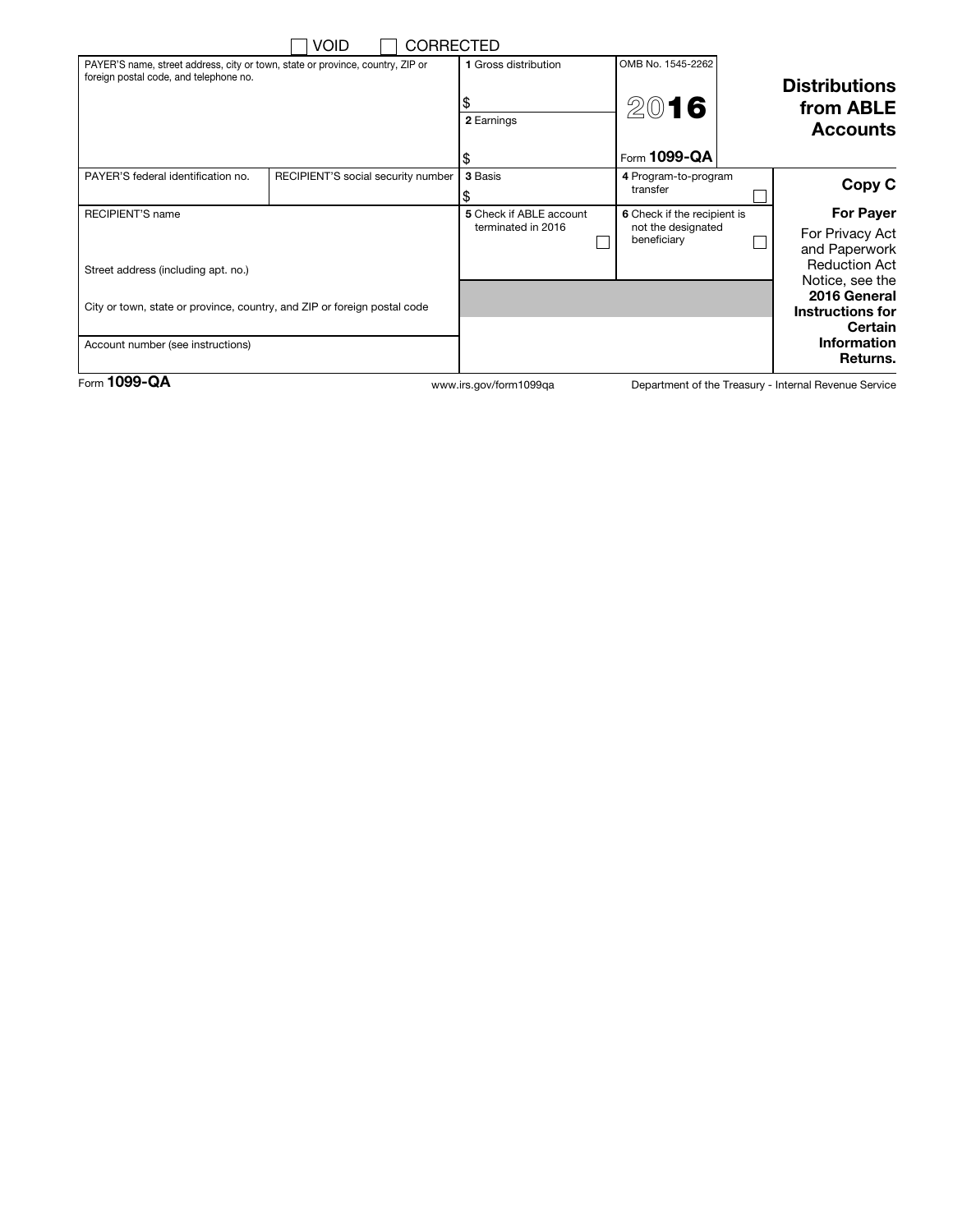☐ VOID ☐ CORRECTED

| PAYER'S name, street address, city or town, state or province, country, ZIP or foreign postal code, and telephone no. | | 1 Gross distribution<br>$<br>2 Earnings<br>$ | OMB No. 1545-2262<br>**2016**<br>Form **1099-QA** | **Distributions from ABLE Accounts** |
|---|---|---|---|---|
| PAYER'S federal identification no. | RECIPIENT'S social security number | 3 Basis<br>$ | 4 Program-to-program transfer ☐ | **Copy C** |
| RECIPIENT'S name<br><br>Street address (including apt. no.)<br><br>City or town, state or province, country, and ZIP or foreign postal code | | 5 Check if ABLE account terminated in 2016 ☐ | 6 Check if the recipient is not the designated beneficiary ☐ | **For Payer**<br>For Privacy Act and Paperwork Reduction Act Notice, see the **2016 General Instructions for Certain Information Returns.** |
| Account number (see instructions) | | | | |

Form **1099-QA** www.irs.gov/form1099qa Department of the Treasury - Internal Revenue Service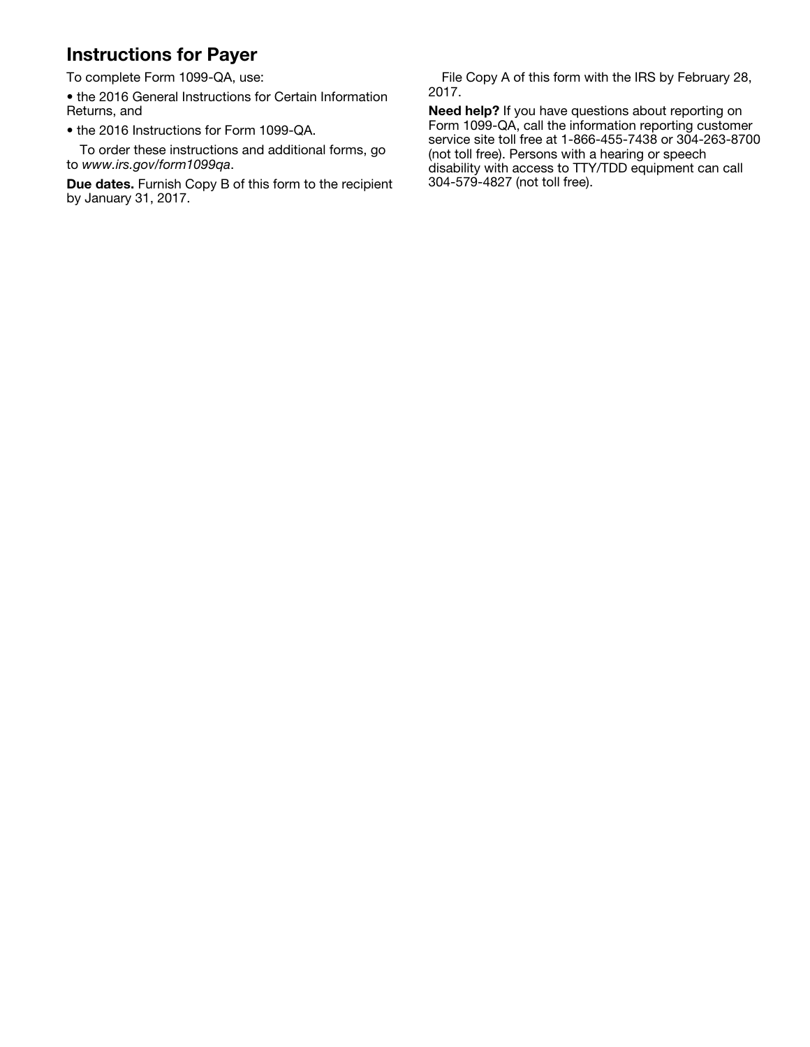## Instructions for Payer

To complete Form 1099-QA, use:

- the 2016 General Instructions for Certain Information Returns, and
- the 2016 Instructions for Form 1099-QA.

To order these instructions and additional forms, go to *www.irs.gov/form1099qa*.

**Due dates.** Furnish Copy B of this form to the recipient by January 31, 2017.

File Copy A of this form with the IRS by February 28, 2017.

**Need help?** If you have questions about reporting on Form 1099-QA, call the information reporting customer service site toll free at 1-866-455-7438 or 304-263-8700 (not toll free). Persons with a hearing or speech disability with access to TTY/TDD equipment can call 304-579-4827 (not toll free).